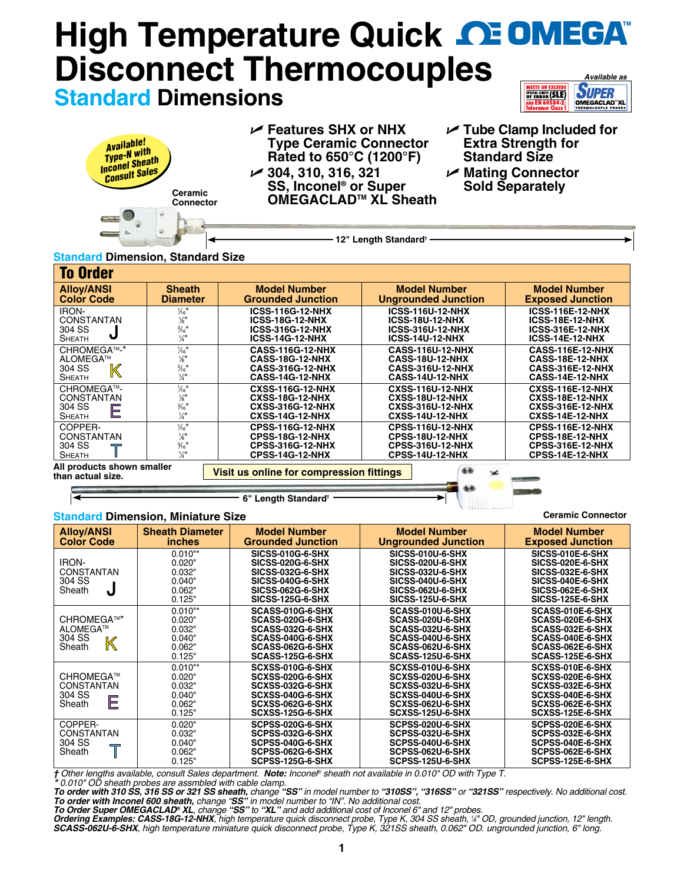# High Temperature Quick Disconnect Thermocouples

## Standard Dimensions

Available as SUPER OMEGACLAD™ XL

MEETS OR EXCEEDS SPECIAL LIMITS OF ERROR (SLE) AND EN 60584-2: Tolerance Class 1

Available! Type-N with Inconel Sheath Consult Sales

- Features SHX or NHX Type Ceramic Connector Rated to 650°C (1200°F)
- 304, 310, 316, 321 SS, Inconel® or Super OMEGACLAD™ XL Sheath
- Tube Clamp Included for Extra Strength for Standard Size
- Mating Connector Sold Separately

Ceramic Connector

12" Length Standard†

### Standard Dimension, Standard Size

**To Order**

| Alloy/ANSI Color Code | Sheath Diameter | Model Number Grounded Junction | Model Number Ungrounded Junction | Model Number Exposed Junction |
|---|---|---|---|---|
| IRON-CONSTANTAN 304 SS Sheath **J** | 1⁄16" | ICSS-116G-12-NHX | ICSS-116U-12-NHX | ICSS-116E-12-NHX |
| | 1⁄8" | ICSS-18G-12-NHX | ICSS-18U-12-NHX | ICSS-18E-12-NHX |
| | 3⁄16" | ICSS-316G-12-NHX | ICSS-316U-12-NHX | ICSS-316E-12-NHX |
| | 1⁄4" | ICSS-14G-12-NHX | ICSS-14U-12-NHX | ICSS-14E-12-NHX |
| CHROMEGA™-* ALOMEGA™ 304 SS Sheath **K** | 1⁄16" | CASS-116G-12-NHX | CASS-116U-12-NHX | CASS-116E-12-NHX |
| | 1⁄8" | CASS-18G-12-NHX | CASS-18U-12-NHX | CASS-18E-12-NHX |
| | 3⁄16" | CASS-316G-12-NHX | CASS-316U-12-NHX | CASS-316E-12-NHX |
| | 1⁄4" | CASS-14G-12-NHX | CASS-14U-12-NHX | CASS-14E-12-NHX |
| CHROMEGA™-CONSTANTAN 304 SS Sheath **E** | 1⁄16" | CXSS-116G-12-NHX | CXSS-116U-12-NHX | CXSS-116E-12-NHX |
| | 1⁄8" | CXSS-18G-12-NHX | CXSS-18U-12-NHX | CXSS-18E-12-NHX |
| | 3⁄16" | CXSS-316G-12-NHX | CXSS-316U-12-NHX | CXSS-316E-12-NHX |
| | 1⁄4" | CXSS-14G-12-NHX | CXSS-14U-12-NHX | CXSS-14E-12-NHX |
| COPPER-CONSTANTAN 304 SS Sheath **T** | 1⁄16" | CPSS-116G-12-NHX | CPSS-116U-12-NHX | CPSS-116E-12-NHX |
| | 1⁄8" | CPSS-18G-12-NHX | CPSS-18U-12-NHX | CPSS-18E-12-NHX |
| | 3⁄16" | CPSS-316G-12-NHX | CPSS-316U-12-NHX | CPSS-316E-12-NHX |
| | 1⁄4" | CPSS-14G-12-NHX | CPSS-14U-12-NHX | CPSS-14E-12-NHX |

All products shown smaller than actual size.

Visit us online for compression fittings

6" Length Standard†

### Standard Dimension, Miniature Size

Ceramic Connector

| Alloy/ANSI Color Code | Sheath Diameter inches | Model Number Grounded Junction | Model Number Ungrounded Junction | Model Number Exposed Junction |
|---|---|---|---|---|
| IRON-CONSTANTAN 304 SS Sheath **J** | 0.010"* | SICSS-010G-6-SHX | SICSS-010U-6-SHX | SICSS-010E-6-SHX |
| | 0.020" | SICSS-020G-6-SHX | SICSS-020U-6-SHX | SICSS-020E-6-SHX |
| | 0.032" | SICSS-032G-6-SHX | SICSS-032U-6-SHX | SICSS-032E-6-SHX |
| | 0.040" | SICSS-040G-6-SHX | SICSS-040U-6-SHX | SICSS-040E-6-SHX |
| | 0.062" | SICSS-062G-6-SHX | SICSS-062U-6-SHX | SICSS-062E-6-SHX |
| | 0.125" | SICSS-125G-6-SHX | SICSS-125U-6-SHX | SICSS-125E-6-SHX |
| CHROMEGA™* ALOMEGA™ 304 SS Sheath **K** | 0.010"* | SCASS-010G-6-SHX | SCASS-010U-6-SHX | SCASS-010E-6-SHX |
| | 0.020" | SCASS-020G-6-SHX | SCASS-020U-6-SHX | SCASS-020E-6-SHX |
| | 0.032" | SCASS-032G-6-SHX | SCASS-032U-6-SHX | SCASS-032E-6-SHX |
| | 0.040" | SCASS-040G-6-SHX | SCASS-040U-6-SHX | SCASS-040E-6-SHX |
| | 0.062" | SCASS-062G-6-SHX | SCASS-062U-6-SHX | SCASS-062E-6-SHX |
| | 0.125" | SCASS-125G-6-SHX | SCASS-125U-6-SHX | SCASS-125E-6-SHX |
| CHROMEGA™ CONSTANTAN 304 SS Sheath **E** | 0.010"* | SCXSS-010G-6-SHX | SCXSS-010U-6-SHX | SCXSS-010E-6-SHX |
| | 0.020" | SCXSS-020G-6-SHX | SCXSS-020U-6-SHX | SCXSS-020E-6-SHX |
| | 0.032" | SCXSS-032G-6-SHX | SCXSS-032U-6-SHX | SCXSS-032E-6-SHX |
| | 0.040" | SCXSS-040G-6-SHX | SCXSS-040U-6-SHX | SCXSS-040E-6-SHX |
| | 0.062" | SCXSS-062G-6-SHX | SCXSS-062U-6-SHX | SCXSS-062E-6-SHX |
| | 0.125" | SCXSS-125G-6-SHX | SCXSS-125U-6-SHX | SCXSS-125E-6-SHX |
| COPPER-CONSTANTAN 304 SS Sheath **T** | 0.020" | SCPSS-020G-6-SHX | SCPSS-020U-6-SHX | SCPSS-020E-6-SHX |
| | 0.032" | SCPSS-032G-6-SHX | SCPSS-032U-6-SHX | SCPSS-032E-6-SHX |
| | 0.040" | SCPSS-040G-6-SHX | SCPSS-040U-6-SHX | SCPSS-040E-6-SHX |
| | 0.062" | SCPSS-062G-6-SHX | SCPSS-062U-6-SHX | SCPSS-062E-6-SHX |
| | 0.125" | SCPSS-125G-6-SHX | SCPSS-125U-6-SHX | SCPSS-125E-6-SHX |

*† Other lengths available, consult Sales department.* ***Note:*** *Inconel® sheath not available in 0.010" OD with Type T.*
*\* 0.010" OD sheath probes are assmbled with cable clamp.*
***To order with 310 SS, 316 SS or 321 SS sheath,*** *change* ***"SS"*** *in model number to* ***"310SS", "316SS"*** *or* ***"321SS"*** *respectively. No additional cost.*
***To order with Inconel 600 sheath,*** *change "SS" in model number to "IN". No additional cost.*
***To Order Super OMEGACLAD® XL,*** *change* ***"SS"*** *to* ***"XL"*** *and add additional cost of Inconel 6" and 12" probes.*
***Ordering Examples: CASS-18G-12-NHX,*** *high temperature quick disconnect probe, Type K, 304 SS sheath, ⅛" OD, grounded junction, 12" length.*
***SCASS-062U-6-SHX,*** *high temperature miniature quick disconnect probe, Type K, 321SS sheath, 0.062" OD. ungrounded junction, 6" long.*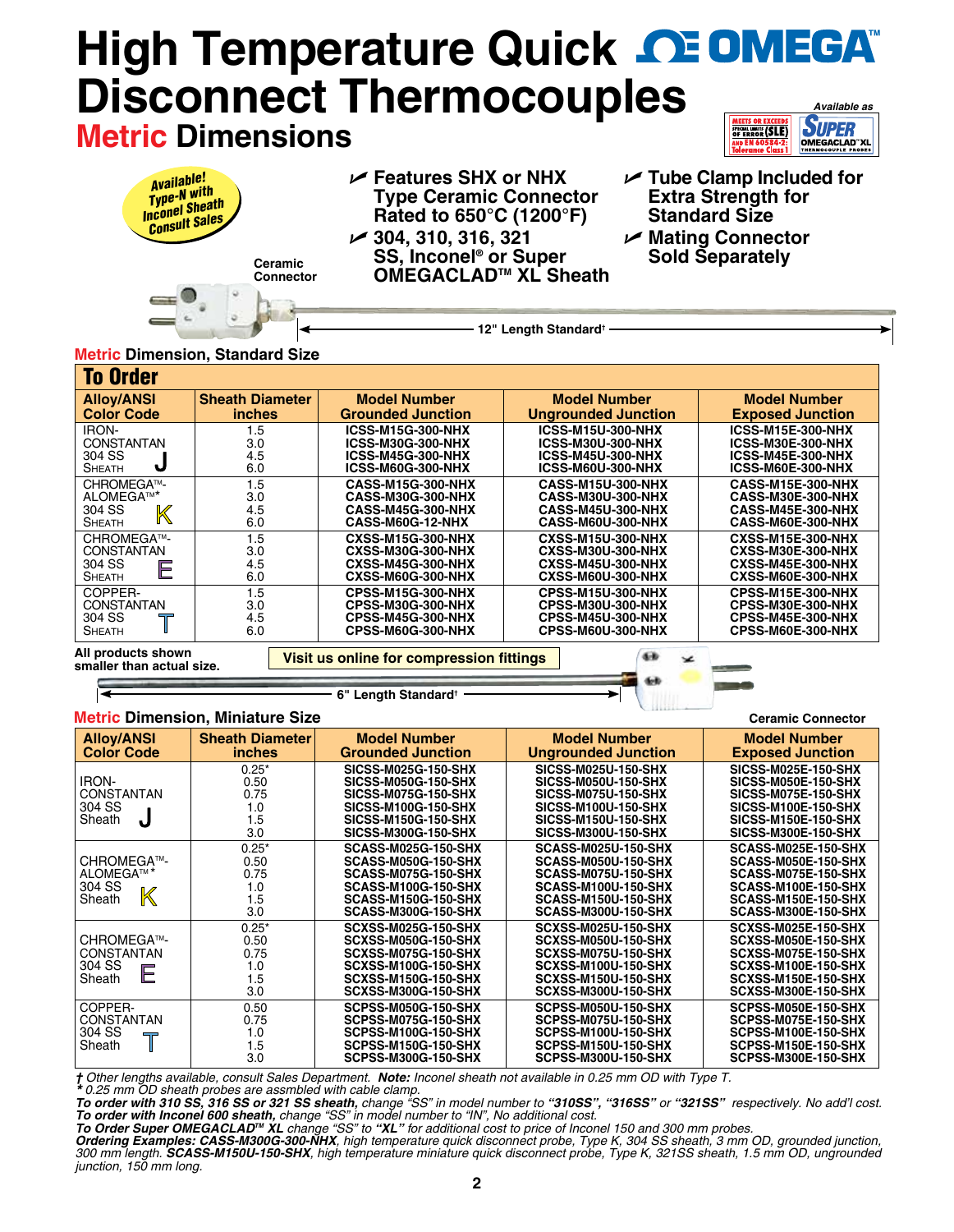# High Temperature Quick Disconnect Thermocouples

## Metric Dimensions

Available as SUPER OMEGACLAD™ XL Thermocouple Probes — Meets or Exceeds Special Limits of Error (SLE) and EN 60584-2: Tolerance Class 1

Available! Type-N with Inconel Sheath Consult Sales

- Features SHX or NHX Type Ceramic Connector Rated to 650°C (1200°F)
- 304, 310, 316, 321 SS, Inconel® or Super OMEGACLAD™ XL Sheath
- Tube Clamp Included for Extra Strength for Standard Size
- Mating Connector Sold Separately

Ceramic Connector

12" Length Standard†

### Metric Dimension, Standard Size

**To Order**

| Alloy/ANSI Color Code | Sheath Diameter inches | Model Number Grounded Junction | Model Number Ungrounded Junction | Model Number Exposed Junction |
|---|---|---|---|---|
| IRON-CONSTANTAN 304 SS Sheath **J** | 1.5 | ICSS-M15G-300-NHX | ICSS-M15U-300-NHX | ICSS-M15E-300-NHX |
| | 3.0 | ICSS-M30G-300-NHX | ICSS-M30U-300-NHX | ICSS-M30E-300-NHX |
| | 4.5 | ICSS-M45G-300-NHX | ICSS-M45U-300-NHX | ICSS-M45E-300-NHX |
| | 6.0 | ICSS-M60G-300-NHX | ICSS-M60U-300-NHX | ICSS-M60E-300-NHX |
| CHROMEGA™-ALOMEGA™* 304 SS Sheath **K** | 1.5 | CASS-M15G-300-NHX | CASS-M15U-300-NHX | CASS-M15E-300-NHX |
| | 3.0 | CASS-M30G-300-NHX | CASS-M30U-300-NHX | CASS-M30E-300-NHX |
| | 4.5 | CASS-M45G-300-NHX | CASS-M45U-300-NHX | CASS-M45E-300-NHX |
| | 6.0 | CASS-M60G-12-NHX | CASS-M60U-300-NHX | CASS-M60E-300-NHX |
| CHROMEGA™-CONSTANTAN 304 SS Sheath **E** | 1.5 | CXSS-M15G-300-NHX | CXSS-M15U-300-NHX | CXSS-M15E-300-NHX |
| | 3.0 | CXSS-M30G-300-NHX | CXSS-M30U-300-NHX | CXSS-M30E-300-NHX |
| | 4.5 | CXSS-M45G-300-NHX | CXSS-M45U-300-NHX | CXSS-M45E-300-NHX |
| | 6.0 | CXSS-M60G-300-NHX | CXSS-M60U-300-NHX | CXSS-M60E-300-NHX |
| COPPER-CONSTANTAN 304 SS Sheath **T** | 1.5 | CPSS-M15G-300-NHX | CPSS-M15U-300-NHX | CPSS-M15E-300-NHX |
| | 3.0 | CPSS-M30G-300-NHX | CPSS-M30U-300-NHX | CPSS-M30E-300-NHX |
| | 4.5 | CPSS-M45G-300-NHX | CPSS-M45U-300-NHX | CPSS-M45E-300-NHX |
| | 6.0 | CPSS-M60G-300-NHX | CPSS-M60U-300-NHX | CPSS-M60E-300-NHX |

All products shown smaller than actual size.

Visit us online for compression fittings

6" Length Standard†

### Metric Dimension, Miniature Size

Ceramic Connector

| Alloy/ANSI Color Code | Sheath Diameter inches | Model Number Grounded Junction | Model Number Ungrounded Junction | Model Number Exposed Junction |
|---|---|---|---|---|
| IRON-CONSTANTAN 304 SS Sheath **J** | 0.25* | SICSS-M025G-150-SHX | SICSS-M025U-150-SHX | SICSS-M025E-150-SHX |
| | 0.50 | SICSS-M050G-150-SHX | SICSS-M050U-150-SHX | SICSS-M050E-150-SHX |
| | 0.75 | SICSS-M075G-150-SHX | SICSS-M075U-150-SHX | SICSS-M075E-150-SHX |
| | 1.0 | SICSS-M100G-150-SHX | SICSS-M100U-150-SHX | SICSS-M100E-150-SHX |
| | 1.5 | SICSS-M150G-150-SHX | SICSS-M150U-150-SHX | SICSS-M150E-150-SHX |
| | 3.0 | SICSS-M300G-150-SHX | SICSS-M300U-150-SHX | SICSS-M300E-150-SHX |
| CHROMEGA™-ALOMEGA™* 304 SS Sheath **K** | 0.25* | SCASS-M025G-150-SHX | SCASS-M025U-150-SHX | SCASS-M025E-150-SHX |
| | 0.50 | SCASS-M050G-150-SHX | SCASS-M050U-150-SHX | SCASS-M050E-150-SHX |
| | 0.75 | SCASS-M075G-150-SHX | SCASS-M075U-150-SHX | SCASS-M075E-150-SHX |
| | 1.0 | SCASS-M100G-150-SHX | SCASS-M100U-150-SHX | SCASS-M100E-150-SHX |
| | 1.5 | SCASS-M150G-150-SHX | SCASS-M150U-150-SHX | SCASS-M150E-150-SHX |
| | 3.0 | SCASS-M300G-150-SHX | SCASS-M300U-150-SHX | SCASS-M300E-150-SHX |
| CHROMEGA™-CONSTANTAN 304 SS Sheath **E** | 0.25* | SCXSS-M025G-150-SHX | SCXSS-M025U-150-SHX | SCXSS-M025E-150-SHX |
| | 0.50 | SCXSS-M050G-150-SHX | SCXSS-M050U-150-SHX | SCXSS-M050E-150-SHX |
| | 0.75 | SCXSS-M075G-150-SHX | SCXSS-M075U-150-SHX | SCXSS-M075E-150-SHX |
| | 1.0 | SCXSS-M100G-150-SHX | SCXSS-M100U-150-SHX | SCXSS-M100E-150-SHX |
| | 1.5 | SCXSS-M150G-150-SHX | SCXSS-M150U-150-SHX | SCXSS-M150E-150-SHX |
| | 3.0 | SCXSS-M300G-150-SHX | SCXSS-M300U-150-SHX | SCXSS-M300E-150-SHX |
| COPPER-CONSTANTAN 304 SS Sheath **T** | 0.50 | SCPSS-M050G-150-SHX | SCPSS-M050U-150-SHX | SCPSS-M050E-150-SHX |
| | 0.75 | SCPSS-M075G-150-SHX | SCPSS-M075U-150-SHX | SCPSS-M075E-150-SHX |
| | 1.0 | SCPSS-M100G-150-SHX | SCPSS-M100U-150-SHX | SCPSS-M100E-150-SHX |
| | 1.5 | SCPSS-M150G-150-SHX | SCPSS-M150U-150-SHX | SCPSS-M150E-150-SHX |
| | 3.0 | SCPSS-M300G-150-SHX | SCPSS-M300U-150-SHX | SCPSS-M300E-150-SHX |

*† Other lengths available, consult Sales Department.* ***Note:*** *Inconel sheath not available in 0.25 mm OD with Type T.*
*\* 0.25 mm OD sheath probes are assmbled with cable clamp.*
***To order with 310 SS, 316 SS or 321 SS sheath,*** *change "SS" in model number to **"310SS", "316SS"** or **"321SS"** respectively. No add'l cost.*
***To order with Inconel 600 sheath,*** *change "SS" in model number to "IN", No additional cost.*
***To Order Super OMEGACLAD™ XL*** *change "SS" to **"XL"** for additional cost to price of Inconel 150 and 300 mm probes.*
***Ordering Examples: CASS-M300G-300-NHX****, high temperature quick disconnect probe, Type K, 304 SS sheath, 3 mm OD, grounded junction, 300 mm length.* ***SCASS-M150U-150-SHX****, high temperature miniature quick disconnect probe, Type K, 321SS sheath, 1.5 mm OD, ungrounded junction, 150 mm long.*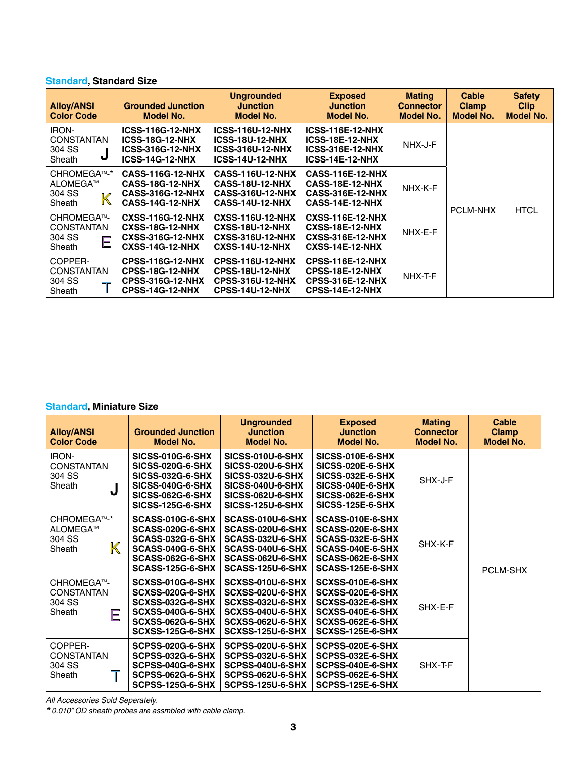**Standard, Standard Size**

| Alloy/ANSI Color Code | Grounded Junction Model No. | Ungrounded Junction Model No. | Exposed Junction Model No. | Mating Connector Model No. | Cable Clamp Model No. | Safety Clip Model No. |
|---|---|---|---|---|---|---|
| IRON-CONSTANTAN 304 SS Sheath J | ICSS-116G-12-NHX<br>ICSS-18G-12-NHX<br>ICSS-316G-12-NHX<br>ICSS-14G-12-NHX | ICSS-116U-12-NHX<br>ICSS-18U-12-NHX<br>ICSS-316U-12-NHX<br>ICSS-14U-12-NHX | ICSS-116E-12-NHX<br>ICSS-18E-12-NHX<br>ICSS-316E-12-NHX<br>ICSS-14E-12-NHX | NHX-J-F | PCLM-NHX | HTCL |
| CHROMEGA™-* ALOMEGA™ 304 SS Sheath K | CASS-116G-12-NHX<br>CASS-18G-12-NHX<br>CASS-316G-12-NHX<br>CASS-14G-12-NHX | CASS-116U-12-NHX<br>CASS-18U-12-NHX<br>CASS-316U-12-NHX<br>CASS-14U-12-NHX | CASS-116E-12-NHX<br>CASS-18E-12-NHX<br>CASS-316E-12-NHX<br>CASS-14E-12-NHX | NHX-K-F | | |
| CHROMEGA™-CONSTANTAN 304 SS Sheath E | CXSS-116G-12-NHX<br>CXSS-18G-12-NHX<br>CXSS-316G-12-NHX<br>CXSS-14G-12-NHX | CXSS-116U-12-NHX<br>CXSS-18U-12-NHX<br>CXSS-316U-12-NHX<br>CXSS-14U-12-NHX | CXSS-116E-12-NHX<br>CXSS-18E-12-NHX<br>CXSS-316E-12-NHX<br>CXSS-14E-12-NHX | NHX-E-F | | |
| COPPER-CONSTANTAN 304 SS Sheath T | CPSS-116G-12-NHX<br>CPSS-18G-12-NHX<br>CPSS-316G-12-NHX<br>CPSS-14G-12-NHX | CPSS-116U-12-NHX<br>CPSS-18U-12-NHX<br>CPSS-316U-12-NHX<br>CPSS-14U-12-NHX | CPSS-116E-12-NHX<br>CPSS-18E-12-NHX<br>CPSS-316E-12-NHX<br>CPSS-14E-12-NHX | NHX-T-F | | |

**Standard, Miniature Size**

| Alloy/ANSI Color Code | Grounded Junction Model No. | Ungrounded Junction Model No. | Exposed Junction Model No. | Mating Connector Model No. | Cable Clamp Model No. |
|---|---|---|---|---|---|
| IRON-CONSTANTAN 304 SS Sheath J | SICSS-010G-6-SHX<br>SICSS-020G-6-SHX<br>SICSS-032G-6-SHX<br>SICSS-040G-6-SHX<br>SICSS-062G-6-SHX<br>SICSS-125G-6-SHX | SICSS-010U-6-SHX<br>SICSS-020U-6-SHX<br>SICSS-032U-6-SHX<br>SICSS-040U-6-SHX<br>SICSS-062U-6-SHX<br>SICSS-125U-6-SHX | SICSS-010E-6-SHX<br>SICSS-020E-6-SHX<br>SICSS-032E-6-SHX<br>SICSS-040E-6-SHX<br>SICSS-062E-6-SHX<br>SICSS-125E-6-SHX | SHX-J-F | PCLM-SHX |
| CHROMEGA™-* ALOMEGA™ 304 SS Sheath K | SCASS-010G-6-SHX<br>SCASS-020G-6-SHX<br>SCASS-032G-6-SHX<br>SCASS-040G-6-SHX<br>SCASS-062G-6-SHX<br>SCASS-125G-6-SHX | SCASS-010U-6-SHX<br>SCASS-020U-6-SHX<br>SCASS-032U-6-SHX<br>SCASS-040U-6-SHX<br>SCASS-062U-6-SHX<br>SCASS-125U-6-SHX | SCASS-010E-6-SHX<br>SCASS-020E-6-SHX<br>SCASS-032E-6-SHX<br>SCASS-040E-6-SHX<br>SCASS-062E-6-SHX<br>SCASS-125E-6-SHX | SHX-K-F | |
| CHROMEGA™-CONSTANTAN 304 SS Sheath E | SCXSS-010G-6-SHX<br>SCXSS-020G-6-SHX<br>SCXSS-032G-6-SHX<br>SCXSS-040G-6-SHX<br>SCXSS-062G-6-SHX<br>SCXSS-125G-6-SHX | SCXSS-010U-6-SHX<br>SCXSS-020U-6-SHX<br>SCXSS-032U-6-SHX<br>SCXSS-040U-6-SHX<br>SCXSS-062U-6-SHX<br>SCXSS-125U-6-SHX | SCXSS-010E-6-SHX<br>SCXSS-020E-6-SHX<br>SCXSS-032E-6-SHX<br>SCXSS-040E-6-SHX<br>SCXSS-062E-6-SHX<br>SCXSS-125E-6-SHX | SHX-E-F | |
| COPPER-CONSTANTAN 304 SS Sheath T | SCPSS-020G-6-SHX<br>SCPSS-032G-6-SHX<br>SCPSS-040G-6-SHX<br>SCPSS-062G-6-SHX<br>SCPSS-125G-6-SHX | SCPSS-020U-6-SHX<br>SCPSS-032U-6-SHX<br>SCPSS-040U-6-SHX<br>SCPSS-062U-6-SHX<br>SCPSS-125U-6-SHX | SCPSS-020E-6-SHX<br>SCPSS-032E-6-SHX<br>SCPSS-040E-6-SHX<br>SCPSS-062E-6-SHX<br>SCPSS-125E-6-SHX | SHX-T-F | |

*All Accessories Sold Seperately.*

*\* 0.010" OD sheath probes are assmbled with cable clamp.*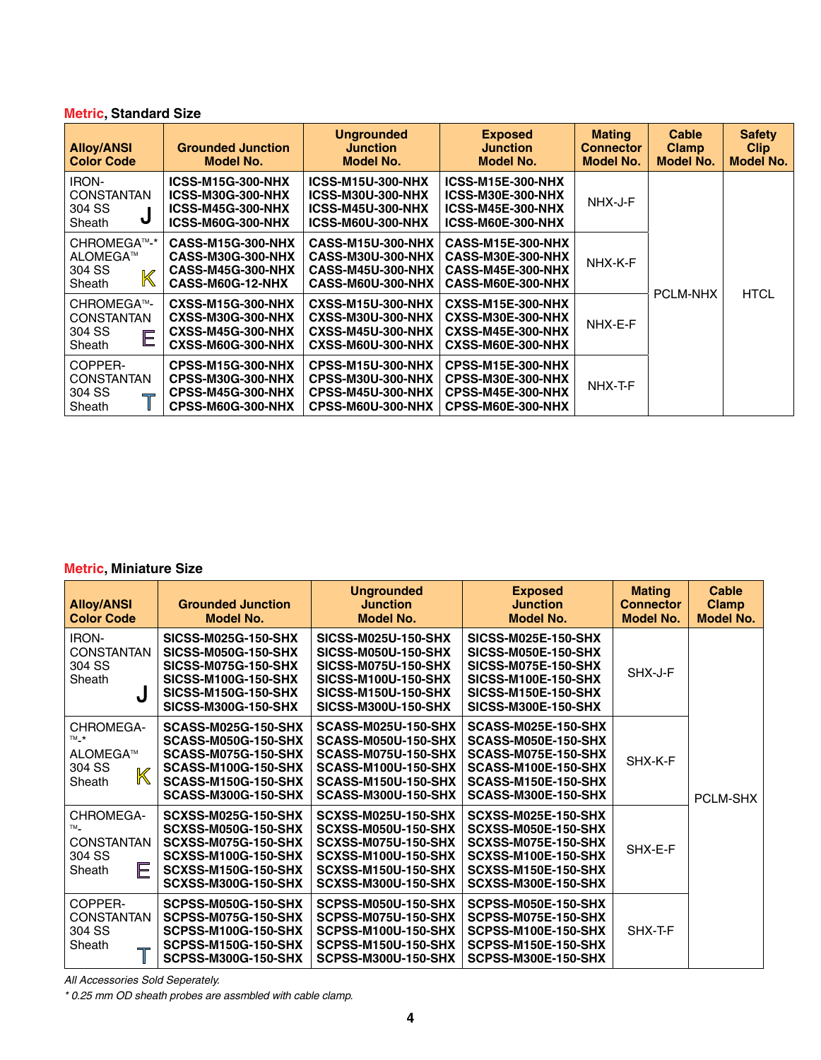**Metric**, **Standard Size**

| Alloy/ANSI Color Code | Grounded Junction Model No. | Ungrounded Junction Model No. | Exposed Junction Model No. | Mating Connector Model No. | Cable Clamp Model No. | Safety Clip Model No. |
|---|---|---|---|---|---|---|
| IRON-CONSTANTAN 304 SS Sheath J | ICSS-M15G-300-NHX ICSS-M30G-300-NHX ICSS-M45G-300-NHX ICSS-M60G-300-NHX | ICSS-M15U-300-NHX ICSS-M30U-300-NHX ICSS-M45U-300-NHX ICSS-M60U-300-NHX | ICSS-M15E-300-NHX ICSS-M30E-300-NHX ICSS-M45E-300-NHX ICSS-M60E-300-NHX | NHX-J-F | PCLM-NHX | HTCL |
| CHROMEGA™-* ALOMEGA™ 304 SS Sheath K | CASS-M15G-300-NHX CASS-M30G-300-NHX CASS-M45G-300-NHX CASS-M60G-12-NHX | CASS-M15U-300-NHX CASS-M30U-300-NHX CASS-M45U-300-NHX CASS-M60U-300-NHX | CASS-M15E-300-NHX CASS-M30E-300-NHX CASS-M45E-300-NHX CASS-M60E-300-NHX | NHX-K-F | | |
| CHROMEGA™-CONSTANTAN 304 SS Sheath E | CXSS-M15G-300-NHX CXSS-M30G-300-NHX CXSS-M45G-300-NHX CXSS-M60G-300-NHX | CXSS-M15U-300-NHX CXSS-M30U-300-NHX CXSS-M45U-300-NHX CXSS-M60U-300-NHX | CXSS-M15E-300-NHX CXSS-M30E-300-NHX CXSS-M45E-300-NHX CXSS-M60E-300-NHX | NHX-E-F | | |
| COPPER-CONSTANTAN 304 SS Sheath T | CPSS-M15G-300-NHX CPSS-M30G-300-NHX CPSS-M45G-300-NHX CPSS-M60G-300-NHX | CPSS-M15U-300-NHX CPSS-M30U-300-NHX CPSS-M45U-300-NHX CPSS-M60U-300-NHX | CPSS-M15E-300-NHX CPSS-M30E-300-NHX CPSS-M45E-300-NHX CPSS-M60E-300-NHX | NHX-T-F | | |

**Metric**, **Miniature Size**

| Alloy/ANSI Color Code | Grounded Junction Model No. | Ungrounded Junction Model No. | Exposed Junction Model No. | Mating Connector Model No. | Cable Clamp Model No. |
|---|---|---|---|---|---|
| IRON-CONSTANTAN 304 SS Sheath J | SICSS-M025G-150-SHX SICSS-M050G-150-SHX SICSS-M075G-150-SHX SICSS-M100G-150-SHX SICSS-M150G-150-SHX SICSS-M300G-150-SHX | SICSS-M025U-150-SHX SICSS-M050U-150-SHX SICSS-M075U-150-SHX SICSS-M100U-150-SHX SICSS-M150U-150-SHX SICSS-M300U-150-SHX | SICSS-M025E-150-SHX SICSS-M050E-150-SHX SICSS-M075E-150-SHX SICSS-M100E-150-SHX SICSS-M150E-150-SHX SICSS-M300E-150-SHX | SHX-J-F | PCLM-SHX |
| CHROMEGA-™-* ALOMEGA™ 304 SS Sheath K | SCASS-M025G-150-SHX SCASS-M050G-150-SHX SCASS-M075G-150-SHX SCASS-M100G-150-SHX SCASS-M150G-150-SHX SCASS-M300G-150-SHX | SCASS-M025U-150-SHX SCASS-M050U-150-SHX SCASS-M075U-150-SHX SCASS-M100U-150-SHX SCASS-M150U-150-SHX SCASS-M300U-150-SHX | SCASS-M025E-150-SHX SCASS-M050E-150-SHX SCASS-M075E-150-SHX SCASS-M100E-150-SHX SCASS-M150E-150-SHX SCASS-M300E-150-SHX | SHX-K-F | |
| CHROMEGA-™-CONSTANTAN 304 SS Sheath E | SCXSS-M025G-150-SHX SCXSS-M050G-150-SHX SCXSS-M075G-150-SHX SCXSS-M100G-150-SHX SCXSS-M150G-150-SHX SCXSS-M300G-150-SHX | SCXSS-M025U-150-SHX SCXSS-M050U-150-SHX SCXSS-M075U-150-SHX SCXSS-M100U-150-SHX SCXSS-M150U-150-SHX SCXSS-M300U-150-SHX | SCXSS-M025E-150-SHX SCXSS-M050E-150-SHX SCXSS-M075E-150-SHX SCXSS-M100E-150-SHX SCXSS-M150E-150-SHX SCXSS-M300E-150-SHX | SHX-E-F | |
| COPPER-CONSTANTAN 304 SS Sheath T | SCPSS-M050G-150-SHX SCPSS-M075G-150-SHX SCPSS-M100G-150-SHX SCPSS-M150G-150-SHX SCPSS-M300G-150-SHX | SCPSS-M050U-150-SHX SCPSS-M075U-150-SHX SCPSS-M100U-150-SHX SCPSS-M150U-150-SHX SCPSS-M300U-150-SHX | SCPSS-M050E-150-SHX SCPSS-M075E-150-SHX SCPSS-M100E-150-SHX SCPSS-M150E-150-SHX SCPSS-M300E-150-SHX | SHX-T-F | |

*All Accessories Sold Seperately.*

*\* 0.25 mm OD sheath probes are assmbled with cable clamp.*